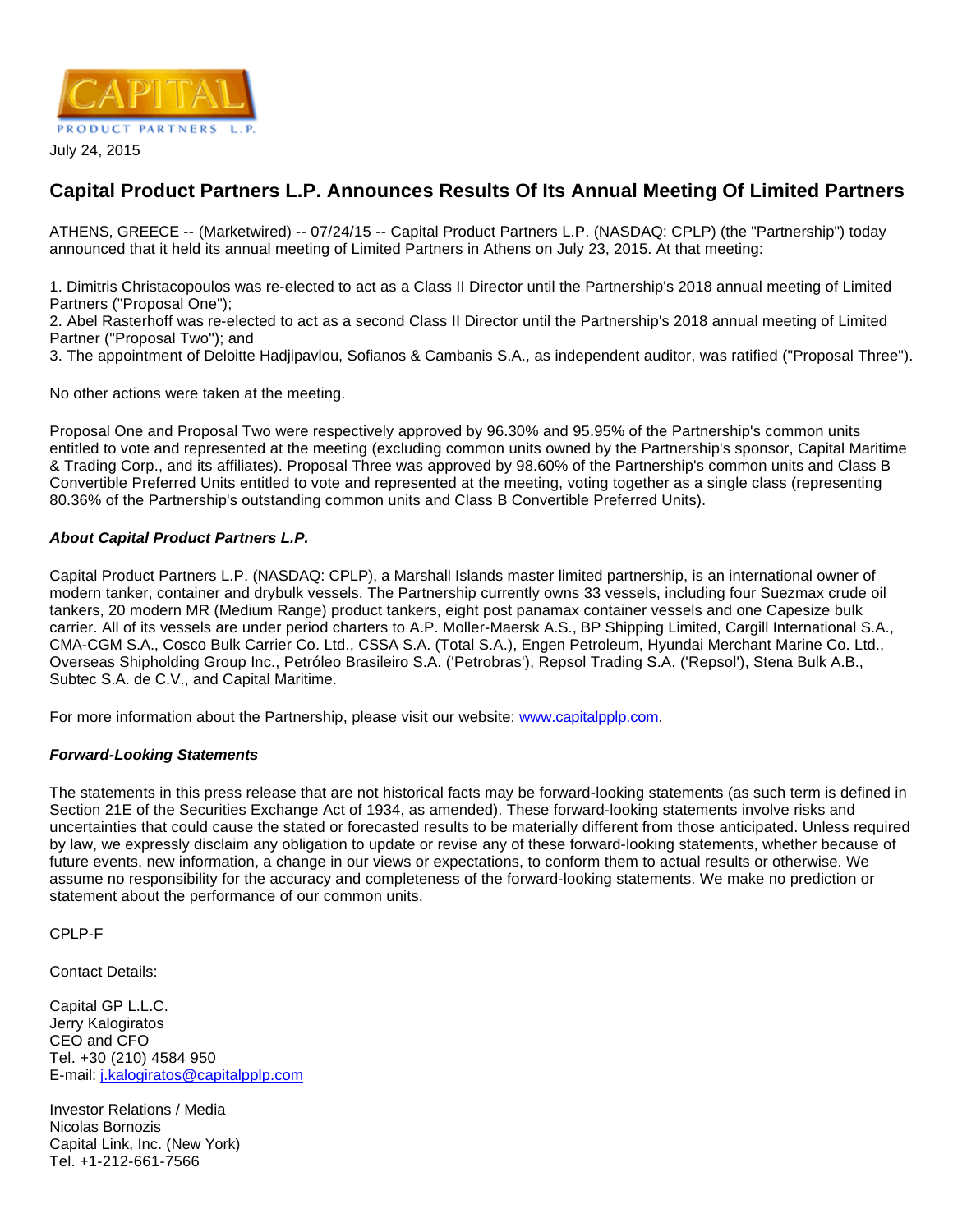July 24, 2015

# Capital Product Partners L.P. Announces Results Of Its Annual Meeting Of Limited Partners

ATHENS, GREECE -- (Marketwired) -- 07/24/15 -- Capital Product Partners L.P. (NASDAQ: CPLP) (the "Partnership") today announced that it held its annual meeting of Limited Partners in Athens on July 23, 2015. At that meeting:

1. Dimitris Christacopoulos was re-elected to act as a Class II Director until the Partnership's 2018 annual meeting of Limited Partners ("Proposal One");
2. Abel Rasterhoff was re-elected to act as a second Class II Director until the Partnership's 2018 annual meeting of Limited Partner ("Proposal Two"); and
3. The appointment of Deloitte Hadjipavlou, Sofianos & Cambanis S.A., as independent auditor, was ratified ("Proposal Three").

No other actions were taken at the meeting.

Proposal One and Proposal Two were respectively approved by 96.30% and 95.95% of the Partnership's common units entitled to vote and represented at the meeting (excluding common units owned by the Partnership's sponsor, Capital Maritime & Trading Corp., and its affiliates). Proposal Three was approved by 98.60% of the Partnership's common units and Class B Convertible Preferred Units entitled to vote and represented at the meeting, voting together as a single class (representing 80.36% of the Partnership's outstanding common units and Class B Convertible Preferred Units).

***About Capital Product Partners L.P.***

Capital Product Partners L.P. (NASDAQ: CPLP), a Marshall Islands master limited partnership, is an international owner of modern tanker, container and drybulk vessels. The Partnership currently owns 33 vessels, including four Suezmax crude oil tankers, 20 modern MR (Medium Range) product tankers, eight post panamax container vessels and one Capesize bulk carrier. All of its vessels are under period charters to A.P. Moller-Maersk A.S., BP Shipping Limited, Cargill International S.A., CMA-CGM S.A., Cosco Bulk Carrier Co. Ltd., CSSA S.A. (Total S.A.), Engen Petroleum, Hyundai Merchant Marine Co. Ltd., Overseas Shipholding Group Inc., Petróleo Brasileiro S.A. ('Petrobras'), Repsol Trading S.A. ('Repsol'), Stena Bulk A.B., Subtec S.A. de C.V., and Capital Maritime.

For more information about the Partnership, please visit our website: www.capitalpplp.com.

***Forward-Looking Statements***

The statements in this press release that are not historical facts may be forward-looking statements (as such term is defined in Section 21E of the Securities Exchange Act of 1934, as amended). These forward-looking statements involve risks and uncertainties that could cause the stated or forecasted results to be materially different from those anticipated. Unless required by law, we expressly disclaim any obligation to update or revise any of these forward-looking statements, whether because of future events, new information, a change in our views or expectations, to conform them to actual results or otherwise. We assume no responsibility for the accuracy and completeness of the forward-looking statements. We make no prediction or statement about the performance of our common units.

CPLP-F

Contact Details:

Capital GP L.L.C.
Jerry Kalogiratos
CEO and CFO
Tel. +30 (210) 4584 950
E-mail: j.kalogiratos@capitalpplp.com

Investor Relations / Media
Nicolas Bornozis
Capital Link, Inc. (New York)
Tel. +1-212-661-7566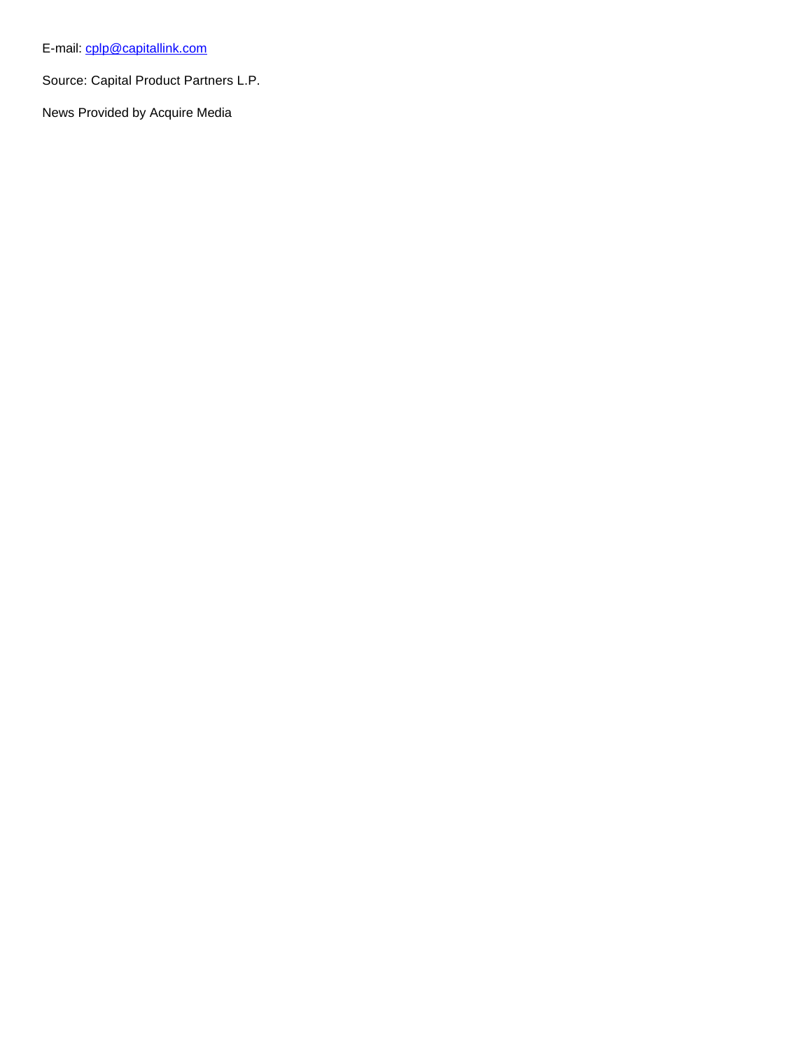E-mail: [cplp@capitallink.com](mailto:cplp@capitallink.com)

Source: Capital Product Partners L.P.

News Provided by Acquire Media